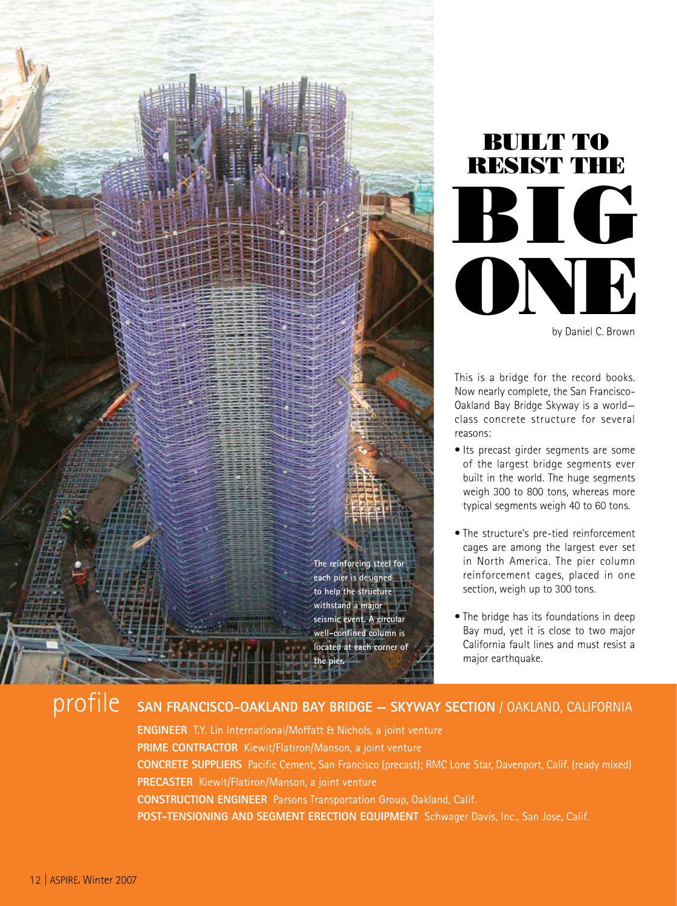# BUILT TO RESIST THE BIG ONE

by Daniel C. Brown

The reinforcing steel for each pier is designed to help the structure withstand a major seismic event. A circular well-confined column is located at each corner of the pier.

This is a bridge for the record books. Now nearly complete, the San Francisco-Oakland Bay Bridge Skyway is a world–class concrete structure for several reasons:

- Its precast girder segments are some of the largest bridge segments ever built in the world. The huge segments weigh 300 to 800 tons, whereas more typical segments weigh 40 to 60 tons.
- The structure's pre-tied reinforcement cages are among the largest ever set in North America. The pier column reinforcement cages, placed in one section, weigh up to 300 tons.
- The bridge has its foundations in deep Bay mud, yet it is close to two major California fault lines and must resist a major earthquake.

## profile

**SAN FRANCISCO-OAKLAND BAY BRIDGE — SKYWAY SECTION** / OAKLAND, CALIFORNIA

**ENGINEER** T.Y. Lin International/Moffatt & Nichols, a joint venture

**PRIME CONTRACTOR** Kiewit/Flatiron/Manson, a joint venture

**CONCRETE SUPPLIERS** Pacific Cement, San Francisco (precast); RMC Lone Star, Davenport, Calif. (ready mixed)

**PRECASTER** Kiewit/Flatiron/Manson, a joint venture

**CONSTRUCTION ENGINEER** Parsons Transportation Group, Oakland, Calif.

**POST-TENSIONING AND SEGMENT ERECTION EQUIPMENT** Schwager Davis, Inc., San Jose, Calif.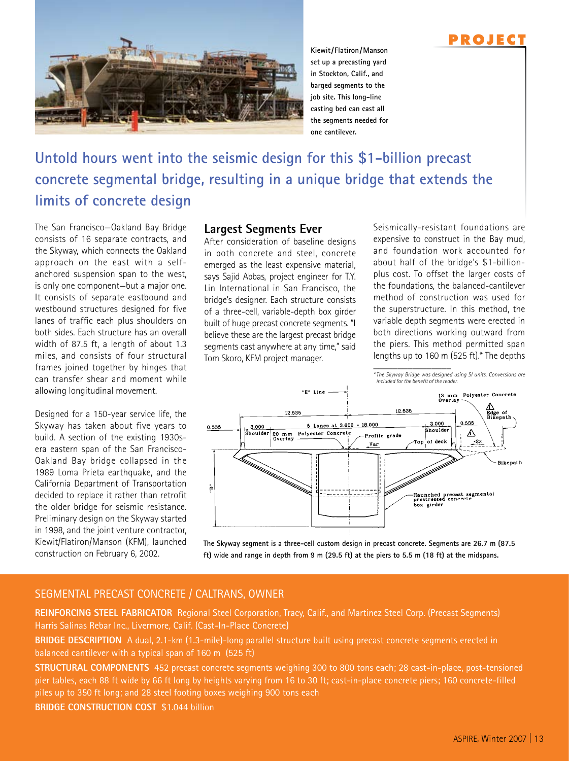Kiewit/Flatiron/Manson set up a precasting yard in Stockton, Calif., and barged segments to the job site. This long-line casting bed can cast all the segments needed for one cantilever.

# PROJECT

## Untold hours went into the seismic design for this $1-billion precast concrete segmental bridge, resulting in a unique bridge that extends the limits of concrete design

The San Francisco–Oakland Bay Bridge consists of 16 separate contracts, and the Skyway, which connects the Oakland approach on the east with a self-anchored suspension span to the west, is only one component—but a major one. It consists of separate eastbound and westbound structures designed for five lanes of traffic each plus shoulders on both sides. Each structure has an overall width of 87.5 ft, a length of about 1.3 miles, and consists of four structural frames joined together by hinges that can transfer shear and moment while allowing longitudinal movement.

Designed for a 150-year service life, the Skyway has taken about five years to build. A section of the existing 1930s-era eastern span of the San Francisco-Oakland Bay bridge collapsed in the 1989 Loma Prieta earthquake, and the California Department of Transportation decided to replace it rather than retrofit the older bridge for seismic resistance. Preliminary design on the Skyway started in 1998, and the joint venture contractor, Kiewit/Flatiron/Manson (KFM), launched construction on February 6, 2002.

### Largest Segments Ever

After consideration of baseline designs in both concrete and steel, concrete emerged as the least expensive material, says Sajid Abbas, project engineer for T.Y. Lin International in San Francisco, the bridge's designer. Each structure consists of a three-cell, variable-depth box girder built of huge precast concrete segments. "I believe these are the largest precast bridge segments cast anywhere at any time," said Tom Skoro, KFM project manager.

Seismically-resistant foundations are expensive to construct in the Bay mud, and foundation work accounted for about half of the bridge's $1-billion-plus cost. To offset the larger costs of the foundations, the balanced-cantilever method of construction was used for the superstructure. In this method, the variable depth segments were erected in both directions working outward from the piers. This method permitted span lengths up to 160 m (525 ft).* The depths

*The Skyway Bridge was designed using SI units. Conversions are included for the benefit of the reader.

The Skyway segment is a three-cell custom design in precast concrete. Segments are 26.7 m (87.5 ft) wide and range in depth from 9 m (29.5 ft) at the piers to 5.5 m (18 ft) at the midspans.

### SEGMENTAL PRECAST CONCRETE / CALTRANS, OWNER

**REINFORCING STEEL FABRICATOR** Regional Steel Corporation, Tracy, Calif., and Martinez Steel Corp. (Precast Segments) Harris Salinas Rebar Inc., Livermore, Calif. (Cast-In-Place Concrete)

**BRIDGE DESCRIPTION** A dual, 2.1-km (1.3-mile)-long parallel structure built using precast concrete segments erected in balanced cantilever with a typical span of 160 m (525 ft)

**STRUCTURAL COMPONENTS** 452 precast concrete segments weighing 300 to 800 tons each; 28 cast-in-place, post-tensioned pier tables, each 88 ft wide by 66 ft long by heights varying from 16 to 30 ft; cast-in-place concrete piers; 160 concrete-filled piles up to 350 ft long; and 28 steel footing boxes weighing 900 tons each

**BRIDGE CONSTRUCTION COST** $1.044 billion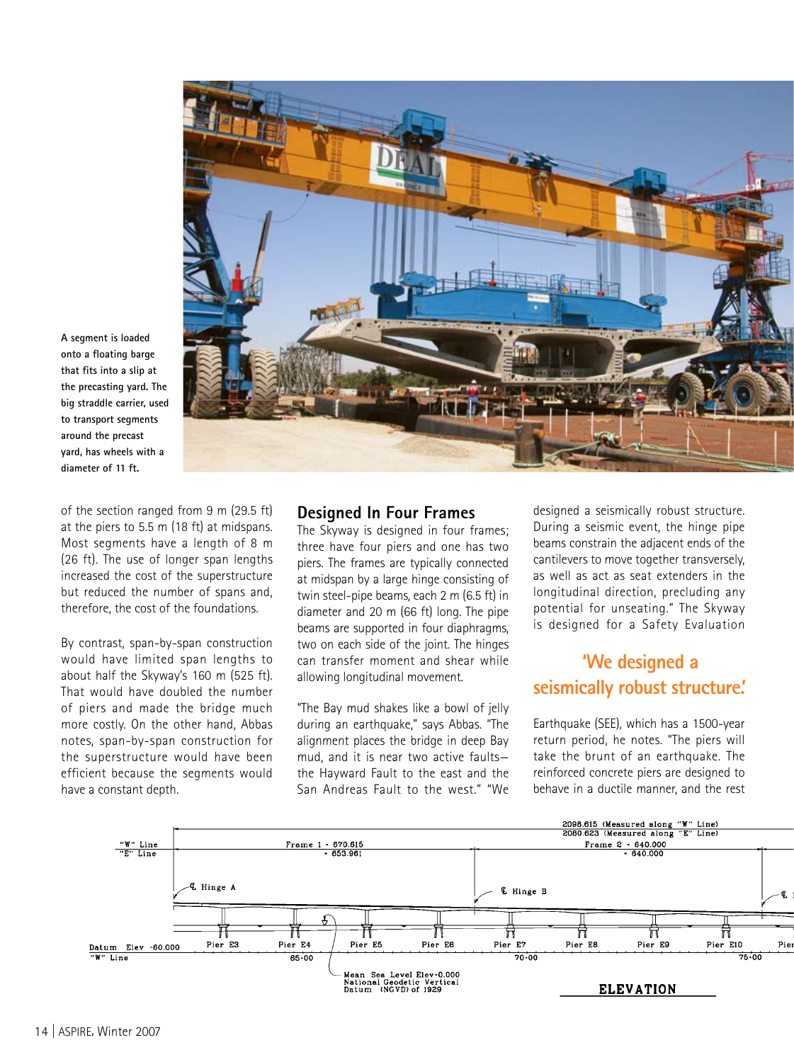A segment is loaded onto a floating barge that fits into a slip at the precasting yard. The big straddle carrier, used to transport segments around the precast yard, has wheels with a diameter of 11 ft.

of the section ranged from 9 m (29.5 ft) at the piers to 5.5 m (18 ft) at midspans. Most segments have a length of 8 m (26 ft). The use of longer span lengths increased the cost of the superstructure but reduced the number of spans and, therefore, the cost of the foundations.

By contrast, span-by-span construction would have limited span lengths to about half the Skyway's 160 m (525 ft). That would have doubled the number of piers and made the bridge much more costly. On the other hand, Abbas notes, span-by-span construction for the superstructure would have been efficient because the segments would have a constant depth.

## Designed In Four Frames

The Skyway is designed in four frames; three have four piers and one has two piers. The frames are typically connected at midspan by a large hinge consisting of twin steel-pipe beams, each 2 m (6.5 ft) in diameter and 20 m (66 ft) long. The pipe beams are supported in four diaphragms, two on each side of the joint. The hinges can transfer moment and shear while allowing longitudinal movement.

"The Bay mud shakes like a bowl of jelly during an earthquake," says Abbas. "The alignment places the bridge in deep Bay mud, and it is near two active faults—the Hayward Fault to the east and the San Andreas Fault to the west." "We designed a seismically robust structure. During a seismic event, the hinge pipe beams constrain the adjacent ends of the cantilevers to move together transversely, as well as act as seat extenders in the longitudinal direction, precluding any potential for unseating." The Skyway is designed for a Safety Evaluation Earthquake (SEE), which has a 1500-year return period, he notes. "The piers will take the brunt of an earthquake. The reinforced concrete piers are designed to behave in a ductile manner, and the rest

**'We designed a seismically robust structure.'**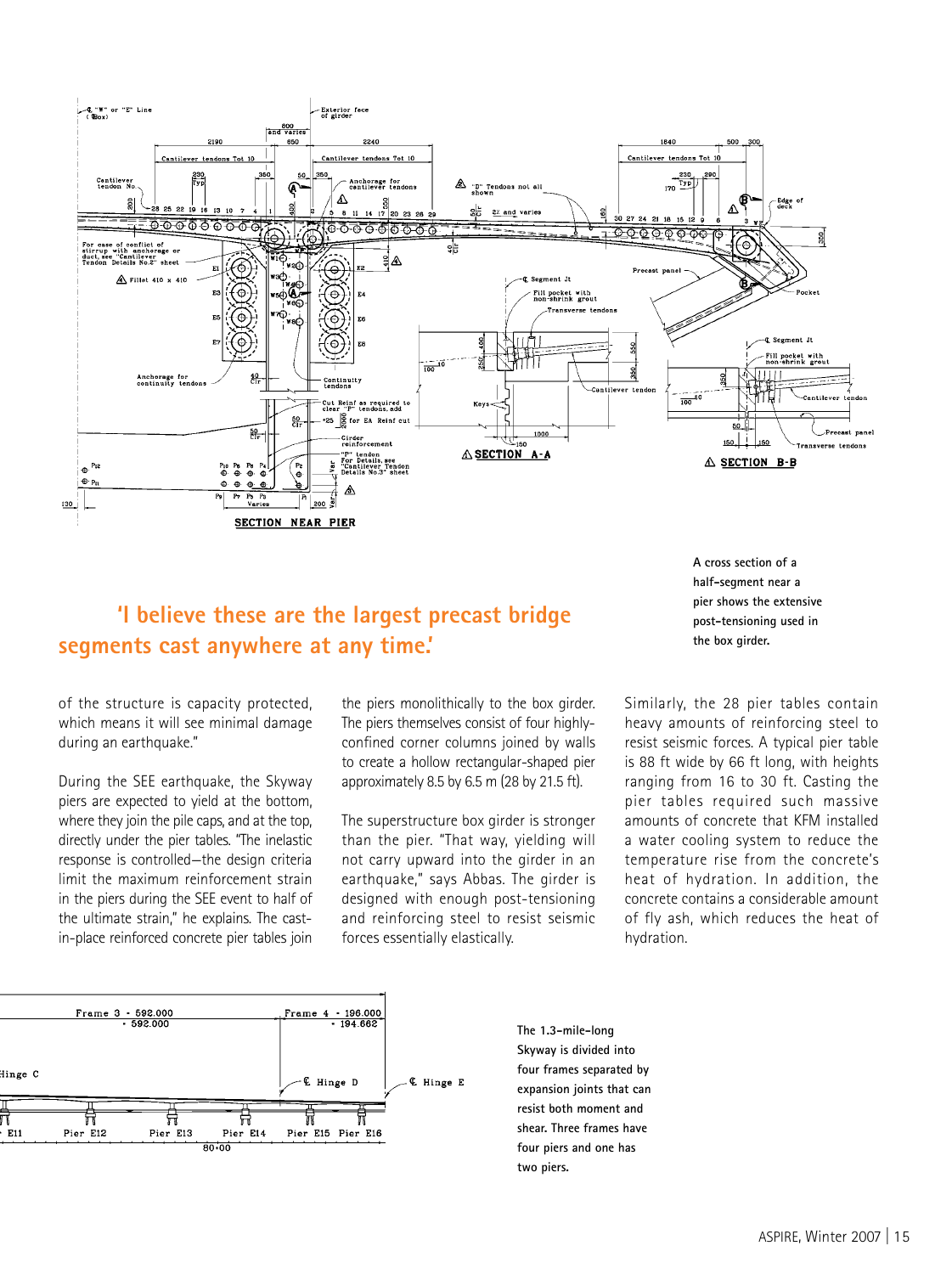A cross section of a half-segment near a pier shows the extensive post-tensioning used in the box girder.

**'I believe these are the largest precast bridge segments cast anywhere at any time.'**

of the structure is capacity protected, which means it will see minimal damage during an earthquake."

During the SEE earthquake, the Skyway piers are expected to yield at the bottom, where they join the pile caps, and at the top, directly under the pier tables. "The inelastic response is controlled—the design criteria limit the maximum reinforcement strain in the piers during the SEE event to half of the ultimate strain," he explains. The cast-in-place reinforced concrete pier tables join the piers monolithically to the box girder. The piers themselves consist of four highly-confined corner columns joined by walls to create a hollow rectangular-shaped pier approximately 8.5 by 6.5 m (28 by 21.5 ft).

The superstructure box girder is stronger than the pier. "That way, yielding will not carry upward into the girder in an earthquake," says Abbas. The girder is designed with enough post-tensioning and reinforcing steel to resist seismic forces essentially elastically.

Similarly, the 28 pier tables contain heavy amounts of reinforcing steel to resist seismic forces. A typical pier table is 88 ft wide by 66 ft long, with heights ranging from 16 to 30 ft. Casting the pier tables required such massive amounts of concrete that KFM installed a water cooling system to reduce the temperature rise from the concrete's heat of hydration. In addition, the concrete contains a considerable amount of fly ash, which reduces the heat of hydration.

The 1.3-mile-long Skyway is divided into four frames separated by expansion joints that can resist both moment and shear. Three frames have four piers and one has two piers.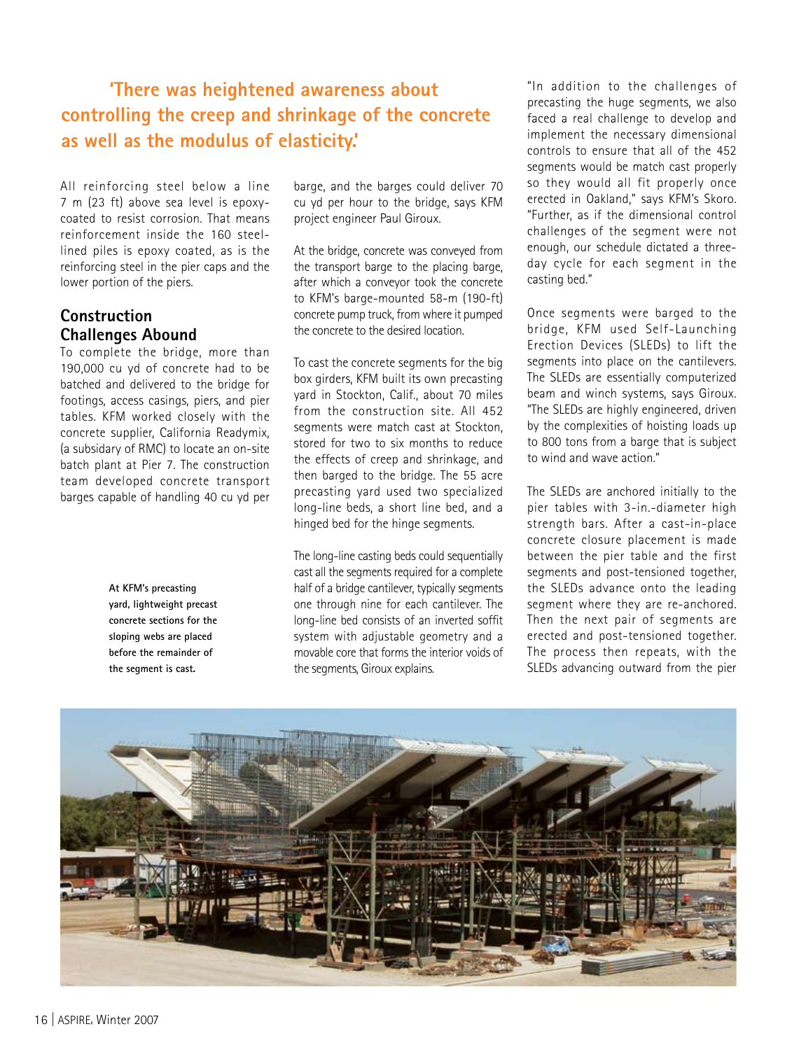**'There was heightened awareness about controlling the creep and shrinkage of the concrete as well as the modulus of elasticity.'**

All reinforcing steel below a line 7 m (23 ft) above sea level is epoxy-coated to resist corrosion. That means reinforcement inside the 160 steel-lined piles is epoxy coated, as is the reinforcing steel in the pier caps and the lower portion of the piers.

## Construction Challenges Abound

To complete the bridge, more than 190,000 cu yd of concrete had to be batched and delivered to the bridge for footings, access casings, piers, and pier tables. KFM worked closely with the concrete supplier, California Readymix, (a subsidary of RMC) to locate an on-site batch plant at Pier 7. The construction team developed concrete transport barges capable of handling 40 cu yd per barge, and the barges could deliver 70 cu yd per hour to the bridge, says KFM project engineer Paul Giroux.

At the bridge, concrete was conveyed from the transport barge to the placing barge, after which a conveyor took the concrete to KFM's barge-mounted 58-m (190-ft) concrete pump truck, from where it pumped the concrete to the desired location.

To cast the concrete segments for the big box girders, KFM built its own precasting yard in Stockton, Calif., about 70 miles from the construction site. All 452 segments were match cast at Stockton, stored for two to six months to reduce the effects of creep and shrinkage, and then barged to the bridge. The 55 acre precasting yard used two specialized long-line beds, a short line bed, and a hinged bed for the hinge segments.

The long-line casting beds could sequentially cast all the segments required for a complete half of a bridge cantilever, typically segments one through nine for each cantilever. The long-line bed consists of an inverted soffit system with adjustable geometry and a movable core that forms the interior voids of the segments, Giroux explains.

"In addition to the challenges of precasting the huge segments, we also faced a real challenge to develop and implement the necessary dimensional controls to ensure that all of the 452 segments would be match cast properly so they would all fit properly once erected in Oakland," says KFM's Skoro. "Further, as if the dimensional control challenges of the segment were not enough, our schedule dictated a three-day cycle for each segment in the casting bed."

Once segments were barged to the bridge, KFM used Self-Launching Erection Devices (SLEDs) to lift the segments into place on the cantilevers. The SLEDs are essentially computerized beam and winch systems, says Giroux. "The SLEDs are highly engineered, driven by the complexities of hoisting loads up to 800 tons from a barge that is subject to wind and wave action."

The SLEDs are anchored initially to the pier tables with 3-in.-diameter high strength bars. After a cast-in-place concrete closure placement is made between the pier table and the first segments and post-tensioned together, the SLEDs advance onto the leading segment where they are re-anchored. Then the next pair of segments are erected and post-tensioned together. The process then repeats, with the SLEDs advancing outward from the pier

**At KFM's precasting yard, lightweight precast concrete sections for the sloping webs are placed before the remainder of the segment is cast.**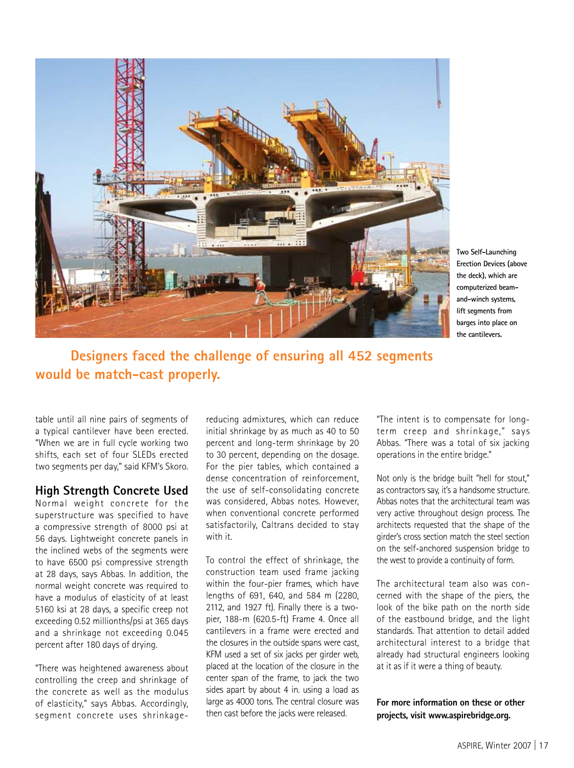Two Self-Launching Erection Devices (above the deck), which are computerized beam-and-winch systems, lift segments from barges into place on the cantilevers.

**Designers faced the challenge of ensuring all 452 segments would be match-cast properly.**

table until all nine pairs of segments of a typical cantilever have been erected. "When we are in full cycle working two shifts, each set of four SLEDs erected two segments per day," said KFM's Skoro.

## High Strength Concrete Used

Normal weight concrete for the superstructure was specified to have a compressive strength of 8000 psi at 56 days. Lightweight concrete panels in the inclined webs of the segments were to have 6500 psi compressive strength at 28 days, says Abbas. In addition, the normal weight concrete was required to have a modulus of elasticity of at least 5160 ksi at 28 days, a specific creep not exceeding 0.52 millionths/psi at 365 days and a shrinkage not exceeding 0.045 percent after 180 days of drying.

"There was heightened awareness about controlling the creep and shrinkage of the concrete as well as the modulus of elasticity," says Abbas. Accordingly, segment concrete uses shrinkage-reducing admixtures, which can reduce initial shrinkage by as much as 40 to 50 percent and long-term shrinkage by 20 to 30 percent, depending on the dosage. For the pier tables, which contained a dense concentration of reinforcement, the use of self-consolidating concrete was considered, Abbas notes. However, when conventional concrete performed satisfactorily, Caltrans decided to stay with it.

To control the effect of shrinkage, the construction team used frame jacking within the four-pier frames, which have lengths of 691, 640, and 584 m (2280, 2112, and 1927 ft). Finally there is a two-pier, 188-m (620.5-ft) Frame 4. Once all cantilevers in a frame were erected and the closures in the outside spans were cast, KFM used a set of six jacks per girder web, placed at the location of the closure in the center span of the frame, to jack the two sides apart by about 4 in. using a load as large as 4000 tons. The central closure was then cast before the jacks were released.

"The intent is to compensate for long-term creep and shrinkage," says Abbas. "There was a total of six jacking operations in the entire bridge."

Not only is the bridge built "hell for stout," as contractors say, it's a handsome structure. Abbas notes that the architectural team was very active throughout design process. The architects requested that the shape of the girder's cross section match the steel section on the self-anchored suspension bridge to the west to provide a continuity of form.

The architectural team also was concerned with the shape of the piers, the look of the bike path on the north side of the eastbound bridge, and the light standards. That attention to detail added architectural interest to a bridge that already had structural engineers looking at it as if it were a thing of beauty.

**For more information on these or other projects, visit www.aspirebridge.org.**